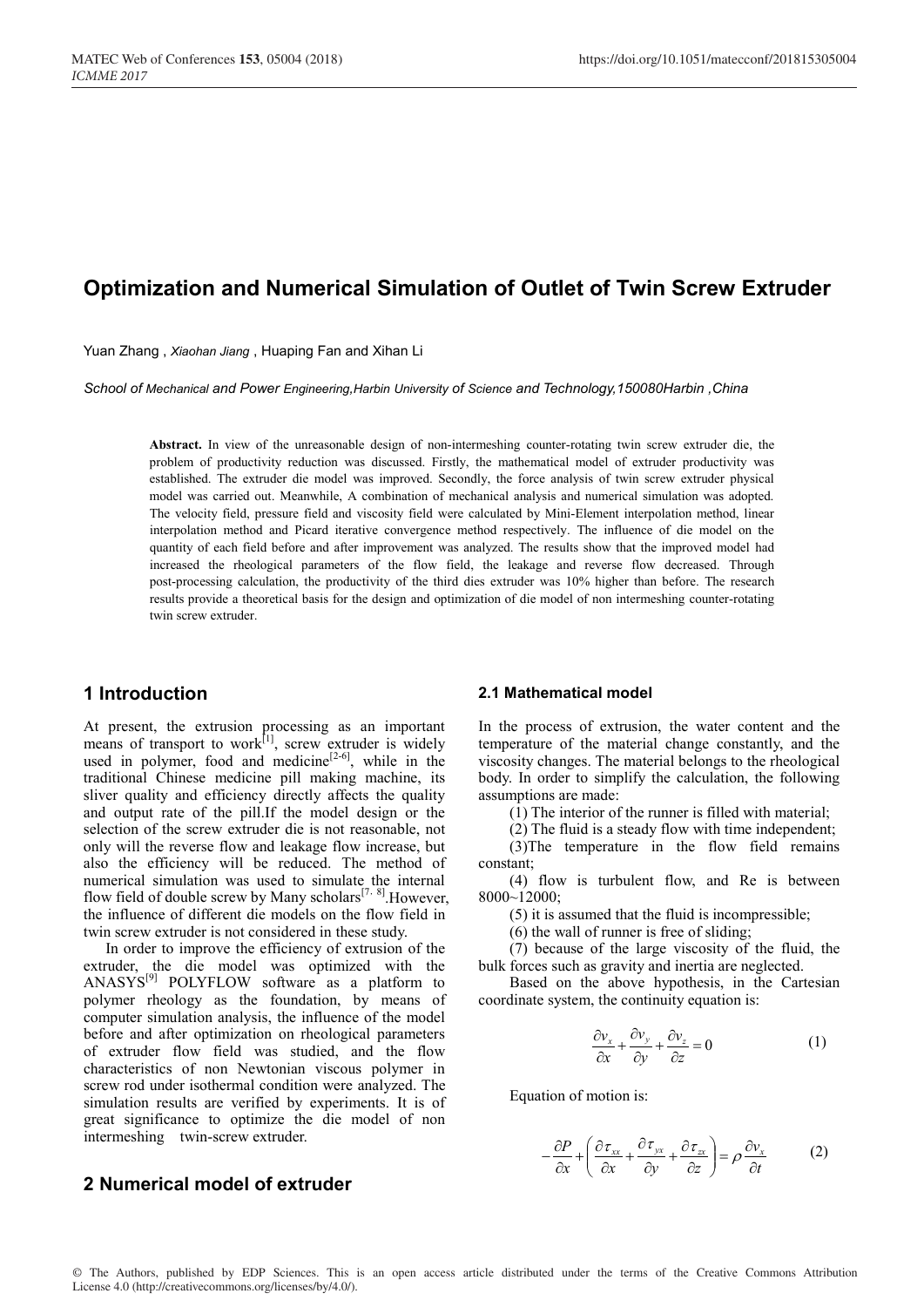# Optimization and Numerical Simulation of Outlet of Twin Screw Extruder

Yuan Zhang , *Xiaohan Jiang* , Huaping Fan and Xihan Li

*School of Mechanical and Power Engineering,Harbin University of Science and Technology,150080Harbin ,China*

**Abstract.** In view of the unreasonable design of non-intermeshing counter-rotating twin screw extruder die, the problem of productivity reduction was discussed. Firstly, the mathematical model of extruder productivity was established. The extruder die model was improved. Secondly, the force analysis of twin screw extruder physical model was carried out. Meanwhile, A combination of mechanical analysis and numerical simulation was adopted. The velocity field, pressure field and viscosity field were calculated by Mini-Element interpolation method, linear interpolation method and Picard iterative convergence method respectively. The influence of die model on the quantity of each field before and after improvement was analyzed. The results show that the improved model had increased the rheological parameters of the flow field, the leakage and reverse flow decreased. Through post-processing calculation, the productivity of the third dies extruder was 10% higher than before. The research results provide a theoretical basis for the design and optimization of die model of non intermeshing counter-rotating twin screw extruder.

## 1 Introduction

At present, the extrusion processing as an important means of transport to work[1], screw extruder is widely used in polymer, food and medicine[2-6], while in the traditional Chinese medicine pill making machine, its sliver quality and efficiency directly affects the quality and output rate of the pill.If the model design or the selection of the screw extruder die is not reasonable, not only will the reverse flow and leakage flow increase, but also the efficiency will be reduced. The method of numerical simulation was used to simulate the internal flow field of double screw by Many scholars[7, 8].However, the influence of different die models on the flow field in twin screw extruder is not considered in these study.

In order to improve the efficiency of extrusion of the extruder, the die model was optimized with the ANASYS[9] POLYFLOW software as a platform to polymer rheology as the foundation, by means of computer simulation analysis, the influence of the model before and after optimization on rheological parameters of extruder flow field was studied, and the flow characteristics of non Newtonian viscous polymer in screw rod under isothermal condition were analyzed. The simulation results are verified by experiments. It is of great significance to optimize the die model of non intermeshing twin-screw extruder.

## 2 Numerical model of extruder

### 2.1 Mathematical model

In the process of extrusion, the water content and the temperature of the material change constantly, and the viscosity changes. The material belongs to the rheological body. In order to simplify the calculation, the following assumptions are made:

(1) The interior of the runner is filled with material;

(2) The fluid is a steady flow with time independent;

(3)The temperature in the flow field remains constant;

(4) flow is turbulent flow, and Re is between 8000~12000;

(5) it is assumed that the fluid is incompressible;

(6) the wall of runner is free of sliding;

(7) because of the large viscosity of the fluid, the bulk forces such as gravity and inertia are neglected.

Based on the above hypothesis, in the Cartesian coordinate system, the continuity equation is:

$$\frac{\partial v_x}{\partial x}+\frac{\partial v_y}{\partial y}+\frac{\partial v_z}{\partial z}=0 \tag{1}$$

Equation of motion is:

$$-\frac{\partial P}{\partial x}+\left(\frac{\partial \tau_{xx}}{\partial x}+\frac{\partial \tau_{yx}}{\partial y}+\frac{\partial \tau_{zx}}{\partial z}\right)=\rho\frac{\partial v_x}{\partial t} \tag{2}$$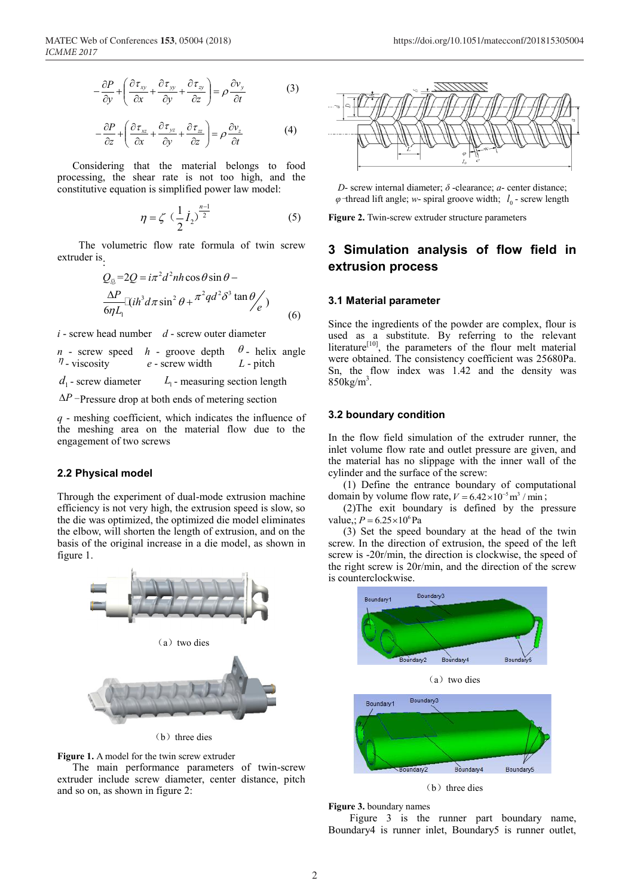$$-\frac{\partial P}{\partial y}+\left(\frac{\partial \tau_{xy}}{\partial x}+\frac{\partial \tau_{yy}}{\partial y}+\frac{\partial \tau_{zy}}{\partial z}\right)=\rho\frac{\partial v_y}{\partial t} \quad (3)$$

$$-\frac{\partial P}{\partial z}+\left(\frac{\partial \tau_{xz}}{\partial x}+\frac{\partial \tau_{yz}}{\partial y}+\frac{\partial \tau_{zz}}{\partial z}\right)=\rho\frac{\partial v_z}{\partial t} \quad (4)$$

Considering that the material belongs to food processing, the shear rate is not too high, and the constitutive equation is simplified power law model:

$$\eta=\zeta\left(\frac{1}{2}\dot{I}_2\right)^{\frac{n-1}{2}} \quad (5)$$

The volumetric flow rate formula of twin screw extruder is:

$$Q_{总}=2Q=i\pi^2d^2nh\cos\theta\sin\theta-\frac{\Delta P}{6\eta L_1}(ih^3d\pi\sin^2\theta+\pi^2qd^2\delta^3\tan\theta/e) \quad (6)$$

$i$ - screw head number $d$ - screw outer diameter

$n$ - screw speed $h$ - groove depth $\theta$ - helix angle

$\eta$ - viscosity $e$ - screw width $L$ - pitch

$d_1$ - screw diameter $L_1$ - measuring section length

$\Delta P$ - Pressure drop at both ends of metering section

$q$ - meshing coefficient, which indicates the influence of the meshing area on the material flow due to the engagement of two screws

### 2.2 Physical model

Through the experiment of dual-mode extrusion machine efficiency is not very high, the extrusion speed is slow, so the die was optimized, the optimized die model eliminates the elbow, will shorten the length of extrusion, and on the basis of the original increase in a die model, as shown in figure 1.

（a）two dies

（b）three dies

**Figure 1.** A model for the twin screw extruder

The main performance parameters of twin-screw extruder include screw diameter, center distance, pitch and so on, as shown in figure 2:

*D*- screw internal diameter; $\delta$ -clearance; *a*- center distance; $\varphi$ -thread lift angle; *w*- spiral groove width; $l_0$ - screw length

**Figure 2.** Twin-screw extruder structure parameters

## 3 Simulation analysis of flow field in extrusion process

### 3.1 Material parameter

Since the ingredients of the powder are complex, flour is used as a substitute. By referring to the relevant literature[10], the parameters of the flour melt material were obtained. The consistency coefficient was 25680Pa. Sn, the flow index was 1.42 and the density was 850kg/m$^3$.

### 3.2 boundary condition

In the flow field simulation of the extruder runner, the inlet volume flow rate and outlet pressure are given, and the material has no slippage with the inner wall of the cylinder and the surface of the screw:

(1) Define the entrance boundary of computational domain by volume flow rate, $V=6.42\times10^{-5}\,\mathrm{m^3/min}$;

(2)The exit boundary is defined by the pressure value,; $P=6.25\times10^6\,\mathrm{Pa}$

(3) Set the speed boundary at the head of the twin screw. In the direction of extrusion, the speed of the left screw is -20r/min, the direction is clockwise, the speed of the right screw is 20r/min, and the direction of the screw is counterclockwise.

（a）two dies

（b）three dies

**Figure 3.** boundary names

Figure 3 is the runner part boundary name, Boundary4 is runner inlet, Boundary5 is runner outlet,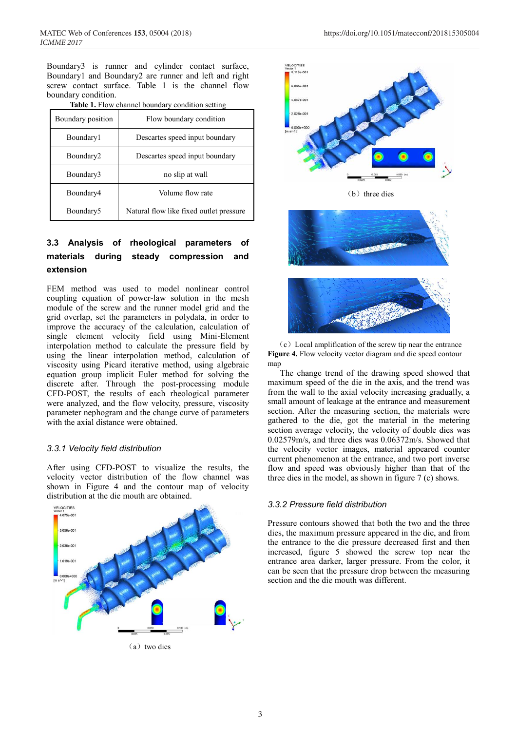Boundary3 is runner and cylinder contact surface, Boundary1 and Boundary2 are runner and left and right screw contact surface. Table 1 is the channel flow boundary condition.

**Table 1.** Flow channel boundary condition setting

| Boundary position | Flow boundary condition |
|---|---|
| Boundary1 | Descartes speed input boundary |
| Boundary2 | Descartes speed input boundary |
| Boundary3 | no slip at wall |
| Boundary4 | Volume flow rate |
| Boundary5 | Natural flow like fixed outlet pressure |

### 3.3 Analysis of rheological parameters of materials during steady compression and extension

FEM method was used to model nonlinear control coupling equation of power-law solution in the mesh module of the screw and the runner model grid and the grid overlap, set the parameters in polydata, in order to improve the accuracy of the calculation, calculation of single element velocity field using Mini-Element interpolation method to calculate the pressure field by using the linear interpolation method, calculation of viscosity using Picard iterative method, using algebraic equation group implicit Euler method for solving the discrete after. Through the post-processing module CFD-POST, the results of each rheological parameter were analyzed, and the flow velocity, pressure, viscosity parameter nephogram and the change curve of parameters with the axial distance were obtained.

#### *3.3.1 Velocity field distribution*

After using CFD-POST to visualize the results, the velocity vector distribution of the flow channel was shown in Figure 4 and the contour map of velocity distribution at the die mouth are obtained.

（a）two dies

（b）three dies

（c）Local amplification of the screw tip near the entrance

**Figure 4.** Flow velocity vector diagram and die speed contour map

The change trend of the drawing speed showed that maximum speed of the die in the axis, and the trend was from the wall to the axial velocity increasing gradually, a small amount of leakage at the entrance and measurement section. After the measuring section, the materials were gathered to the die, got the material in the metering section average velocity, the velocity of double dies was 0.02579m/s, and three dies was 0.06372m/s. Showed that the velocity vector images, material appeared counter current phenomenon at the entrance, and two port inverse flow and speed was obviously higher than that of the three dies in the model, as shown in figure 7 (c) shows.

#### *3.3.2 Pressure field distribution*

Pressure contours showed that both the two and the three dies, the maximum pressure appeared in the die, and from the entrance to the die pressure decreased first and then increased, figure 5 showed the screw top near the entrance area darker, larger pressure. From the color, it can be seen that the pressure drop between the measuring section and the die mouth was different.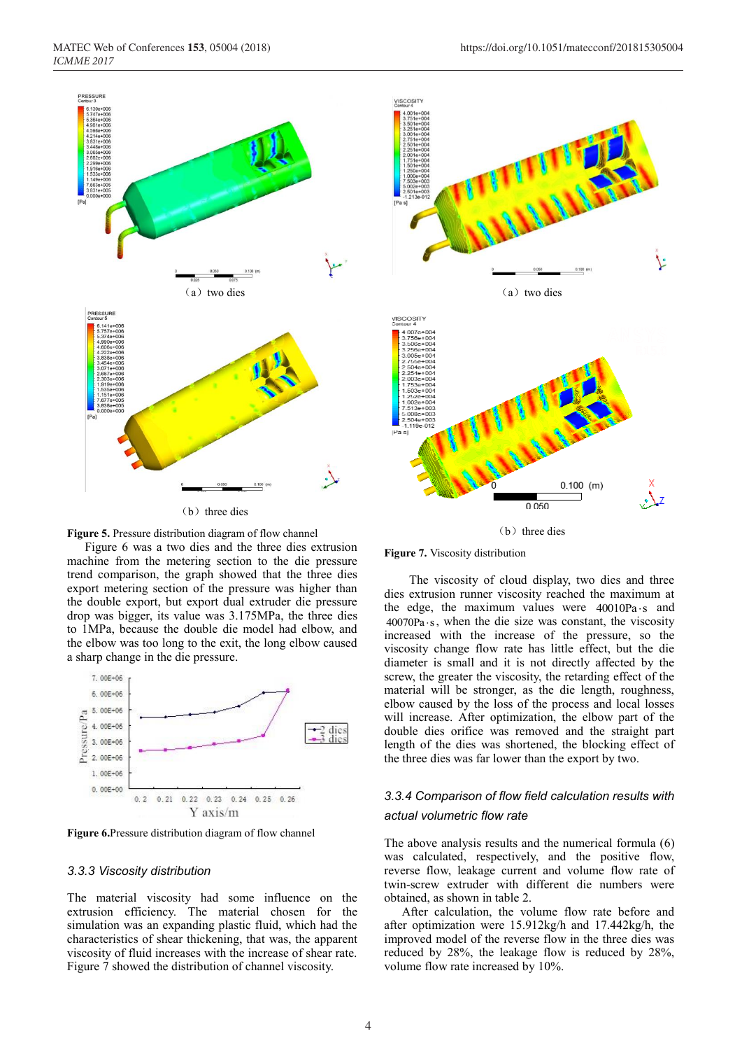（a）two dies

（b）three dies

**Figure 5.** Pressure distribution diagram of flow channel

Figure 6 was a two dies and the three dies extrusion machine from the metering section to the die pressure trend comparison, the graph showed that the three dies export metering section of the pressure was higher than the double export, but export dual extruder die pressure drop was bigger, its value was 3.175MPa, the three dies to 1MPa, because the double die model had elbow, and the elbow was too long to the exit, the long elbow caused a sharp change in the die pressure.

**Figure 6.**Pressure distribution diagram of flow channel

### 3.3.3 Viscosity distribution

The material viscosity had some influence on the extrusion efficiency. The material chosen for the simulation was an expanding plastic fluid, which had the characteristics of shear thickening, that was, the apparent viscosity of fluid increases with the increase of shear rate. Figure 7 showed the distribution of channel viscosity.

（a）two dies

（b）three dies

**Figure 7.** Viscosity distribution

The viscosity of cloud display, two dies and three dies extrusion runner viscosity reached the maximum at the edge, the maximum values were 40010Pa·s and 40070Pa·s, when the die size was constant, the viscosity increased with the increase of the pressure, so the viscosity change flow rate has little effect, but the die diameter is small and it is not directly affected by the screw, the greater the viscosity, the retarding effect of the material will be stronger, as the die length, roughness, elbow caused by the loss of the process and local losses will increase. After optimization, the elbow part of the double dies orifice was removed and the straight part length of the dies was shortened, the blocking effect of the three dies was far lower than the export by two.

### 3.3.4 Comparison of flow field calculation results with actual volumetric flow rate

The above analysis results and the numerical formula (6) was calculated, respectively, and the positive flow, reverse flow, leakage current and volume flow rate of twin-screw extruder with different die numbers were obtained, as shown in table 2.

After calculation, the volume flow rate before and after optimization were 15.912kg/h and 17.442kg/h, the improved model of the reverse flow in the three dies was reduced by 28%, the leakage flow is reduced by 28%, volume flow rate increased by 10%.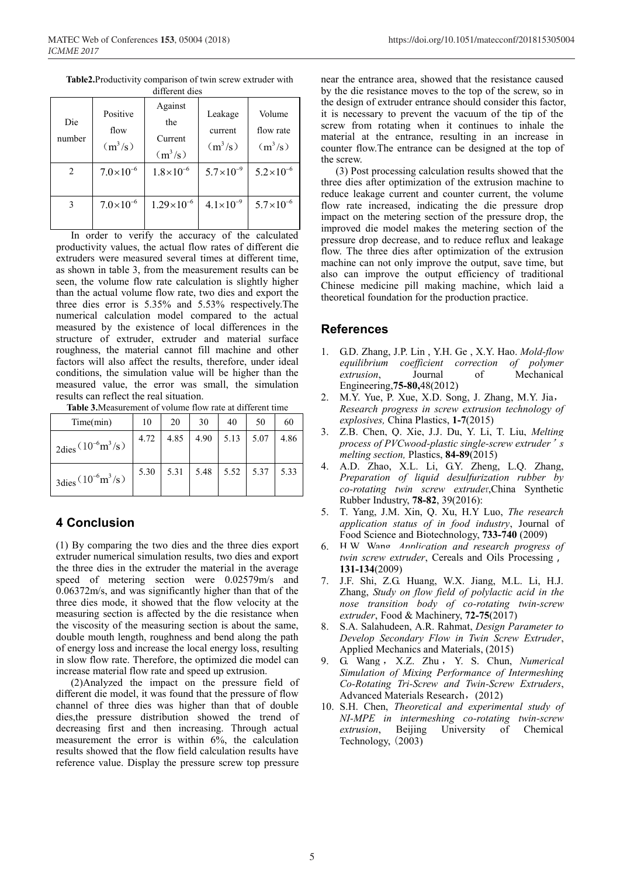**Table2.** Productivity comparison of twin screw extruder with different dies

| Die number | Positive flow ($m^3/s$) | Against the Current ($m^3/s$) | Leakage current ($m^3/s$) | Volume flow rate ($m^3/s$) |
|---|---|---|---|---|
| 2 | $7.0\times10^{-6}$ | $1.8\times10^{-6}$ | $5.7\times10^{-9}$ | $5.2\times10^{-6}$ |
| 3 | $7.0\times10^{-6}$ | $1.29\times10^{-6}$ | $4.1\times10^{-9}$ | $5.7\times10^{-6}$ |

In order to verify the accuracy of the calculated productivity values, the actual flow rates of different die extruders were measured several times at different time, as shown in table 3, from the measurement results can be seen, the volume flow rate calculation is slightly higher than the actual volume flow rate, two dies and export the three dies error is 5.35% and 5.53% respectively.The numerical calculation model compared to the actual measured by the existence of local differences in the structure of extruder, extruder and material surface roughness, the material cannot fill machine and other factors will also affect the results, therefore, under ideal conditions, the simulation value will be higher than the measured value, the error was small, the simulation results can reflect the real situation.

**Table 3.** Measurement of volume flow rate at different time

| Time(min) | 10 | 20 | 30 | 40 | 50 | 60 |
|---|---|---|---|---|---|---|
| 2dies ($10^{-6}m^3/s$) | 4.72 | 4.85 | 4.90 | 5.13 | 5.07 | 4.86 |
| 3dies ($10^{-6}m^3/s$) | 5.30 | 5.31 | 5.48 | 5.52 | 5.37 | 5.33 |

## 4 Conclusion

(1) By comparing the two dies and the three dies export extruder numerical simulation results, two dies and export the three dies in the extruder the material in the average speed of metering section were 0.02579m/s and 0.06372m/s, and was significantly higher than that of the three dies mode, it showed that the flow velocity at the measuring section is affected by the die resistance when the viscosity of the measuring section is about the same, double mouth length, roughness and bend along the path of energy loss and increase the local energy loss, resulting in slow flow rate. Therefore, the optimized die model can increase material flow rate and speed up extrusion.

(2)Analyzed the impact on the pressure field of different die model, it was found that the pressure of flow channel of three dies was higher than that of double dies,the pressure distribution showed the trend of decreasing first and then increasing. Through actual measurement the error is within 6%, the calculation results showed that the flow field calculation results have reference value. Display the pressure screw top pressure near the entrance area, showed that the resistance caused by the die resistance moves to the top of the screw, so in the design of extruder entrance should consider this factor, it is necessary to prevent the vacuum of the tip of the screw from rotating when it continues to inhale the material at the entrance, resulting in an increase in counter flow.The entrance can be designed at the top of the screw.

(3) Post processing calculation results showed that the three dies after optimization of the extrusion machine to reduce leakage current and counter current, the volume flow rate increased, indicating the die pressure drop impact on the metering section of the pressure drop, the improved die model makes the metering section of the pressure drop decrease, and to reduce reflux and leakage flow. The three dies after optimization of the extrusion machine can not only improve the output, save time, but also can improve the output efficiency of traditional Chinese medicine pill making machine, which laid a theoretical foundation for the production practice.

## References

1. G.D. Zhang, J.P. Lin , Y.H. Ge , X.Y. Hao. *Mold-flow equilibrium coefficient correction of polymer extrusion*, Journal of Mechanical Engineering,**75-80,**48(2012)
2. M.Y. Yue, P. Xue, X.D. Song, J. Zhang, M.Y. Jia，*Research progress in screw extrusion technology of explosives,* China Plastics, **1-7**(2015)
3. Z.B. Chen, Q. Xie, J.J. Du, Y. Li, T. Liu, *Melting process of PVCwood-plastic single-screw extruder's melting section,* Plastics, **84-89**(2015)
4. A.D. Zhao, X.L. Li, G.Y. Zheng, L.Q. Zhang, *Preparation of liquid desulfurization rubber by co-rotating twin screw extruder*,China Synthetic Rubber Industry, **78-82**, 39(2016):
5. T. Yang, J.M. Xin, Q. Xu, H.Y Luo, *The research application status of in food industry*, Journal of Food Science and Biotechnology, **733-740** (2009)
6. H.W. Wang, *Application and research progress of twin screw extruder*, Cereals and Oils Processing，**131-134**(2009)
7. J.F. Shi, Z.G. Huang, W.X. Jiang, M.L. Li, H.J. Zhang, *Study on flow field of polylactic acid in the nose transition body of co-rotating twin-screw extruder*, Food & Machinery, **72-75**(2017)
8. S.A. Salahudeen, A.R. Rahmat, *Design Parameter to Develop Secondary Flow in Twin Screw Extruder*, Applied Mechanics and Materials, (2015)
9. G. Wang，X.Z. Zhu，Y. S. Chun, *Numerical Simulation of Mixing Performance of Intermeshing Co-Rotating Tri-Screw and Twin-Screw Extruders*, Advanced Materials Research，(2012)
10. S.H. Chen, *Theoretical and experimental study of NI-MPE in intermeshing co-rotating twin-screw extrusion*, Beijing University of Chemical Technology, (2003)